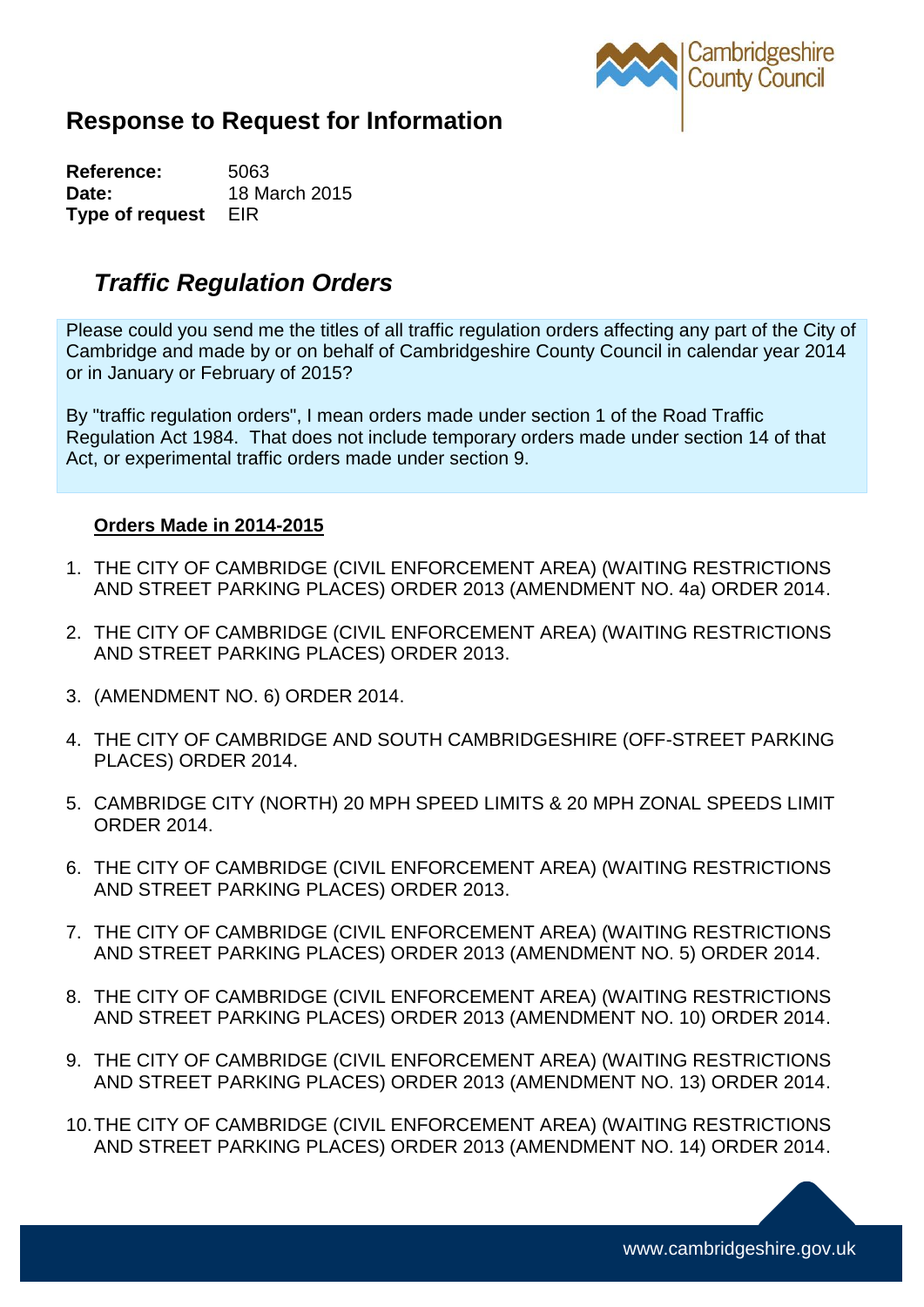# Response to Request for Information

**Reference:** 5063
**Date:** 18 March 2015
**Type of request** EIR

## *Traffic Regulation Orders*

Please could you send me the titles of all traffic regulation orders affecting any part of the City of Cambridge and made by or on behalf of Cambridgeshire County Council in calendar year 2014 or in January or February of 2015?

By "traffic regulation orders", I mean orders made under section 1 of the Road Traffic Regulation Act 1984. That does not include temporary orders made under section 14 of that Act, or experimental traffic orders made under section 9.

**Orders Made in 2014-2015**

1. THE CITY OF CAMBRIDGE (CIVIL ENFORCEMENT AREA) (WAITING RESTRICTIONS AND STREET PARKING PLACES) ORDER 2013 (AMENDMENT NO. 4a) ORDER 2014.
2. THE CITY OF CAMBRIDGE (CIVIL ENFORCEMENT AREA) (WAITING RESTRICTIONS AND STREET PARKING PLACES) ORDER 2013.
3. (AMENDMENT NO. 6) ORDER 2014.
4. THE CITY OF CAMBRIDGE AND SOUTH CAMBRIDGESHIRE (OFF-STREET PARKING PLACES) ORDER 2014.
5. CAMBRIDGE CITY (NORTH) 20 MPH SPEED LIMITS & 20 MPH ZONAL SPEEDS LIMIT ORDER 2014.
6. THE CITY OF CAMBRIDGE (CIVIL ENFORCEMENT AREA) (WAITING RESTRICTIONS AND STREET PARKING PLACES) ORDER 2013.
7. THE CITY OF CAMBRIDGE (CIVIL ENFORCEMENT AREA) (WAITING RESTRICTIONS AND STREET PARKING PLACES) ORDER 2013 (AMENDMENT NO. 5) ORDER 2014.
8. THE CITY OF CAMBRIDGE (CIVIL ENFORCEMENT AREA) (WAITING RESTRICTIONS AND STREET PARKING PLACES) ORDER 2013 (AMENDMENT NO. 10) ORDER 2014.
9. THE CITY OF CAMBRIDGE (CIVIL ENFORCEMENT AREA) (WAITING RESTRICTIONS AND STREET PARKING PLACES) ORDER 2013 (AMENDMENT NO. 13) ORDER 2014.
10. THE CITY OF CAMBRIDGE (CIVIL ENFORCEMENT AREA) (WAITING RESTRICTIONS AND STREET PARKING PLACES) ORDER 2013 (AMENDMENT NO. 14) ORDER 2014.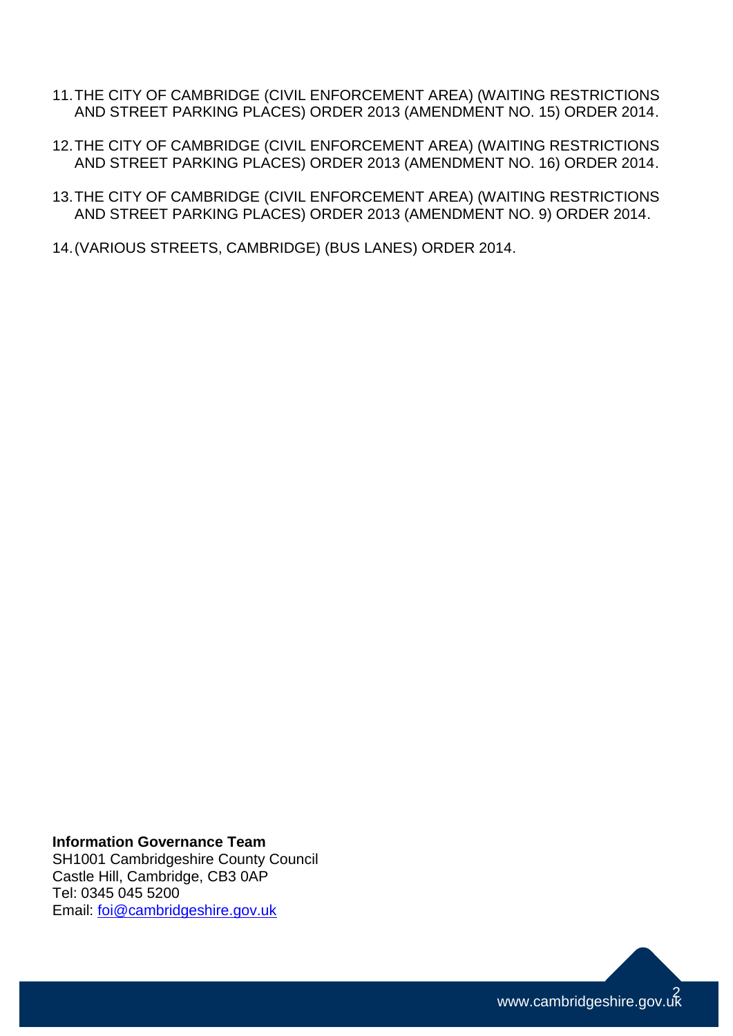11. THE CITY OF CAMBRIDGE (CIVIL ENFORCEMENT AREA) (WAITING RESTRICTIONS AND STREET PARKING PLACES) ORDER 2013 (AMENDMENT NO. 15) ORDER 2014.

12. THE CITY OF CAMBRIDGE (CIVIL ENFORCEMENT AREA) (WAITING RESTRICTIONS AND STREET PARKING PLACES) ORDER 2013 (AMENDMENT NO. 16) ORDER 2014.

13. THE CITY OF CAMBRIDGE (CIVIL ENFORCEMENT AREA) (WAITING RESTRICTIONS AND STREET PARKING PLACES) ORDER 2013 (AMENDMENT NO. 9) ORDER 2014.

14. (VARIOUS STREETS, CAMBRIDGE) (BUS LANES) ORDER 2014.

**Information Governance Team**
SH1001 Cambridgeshire County Council
Castle Hill, Cambridge, CB3 0AP
Tel: 0345 045 5200
Email: foi@cambridgeshire.gov.uk

www.cambridgeshire.gov.uk